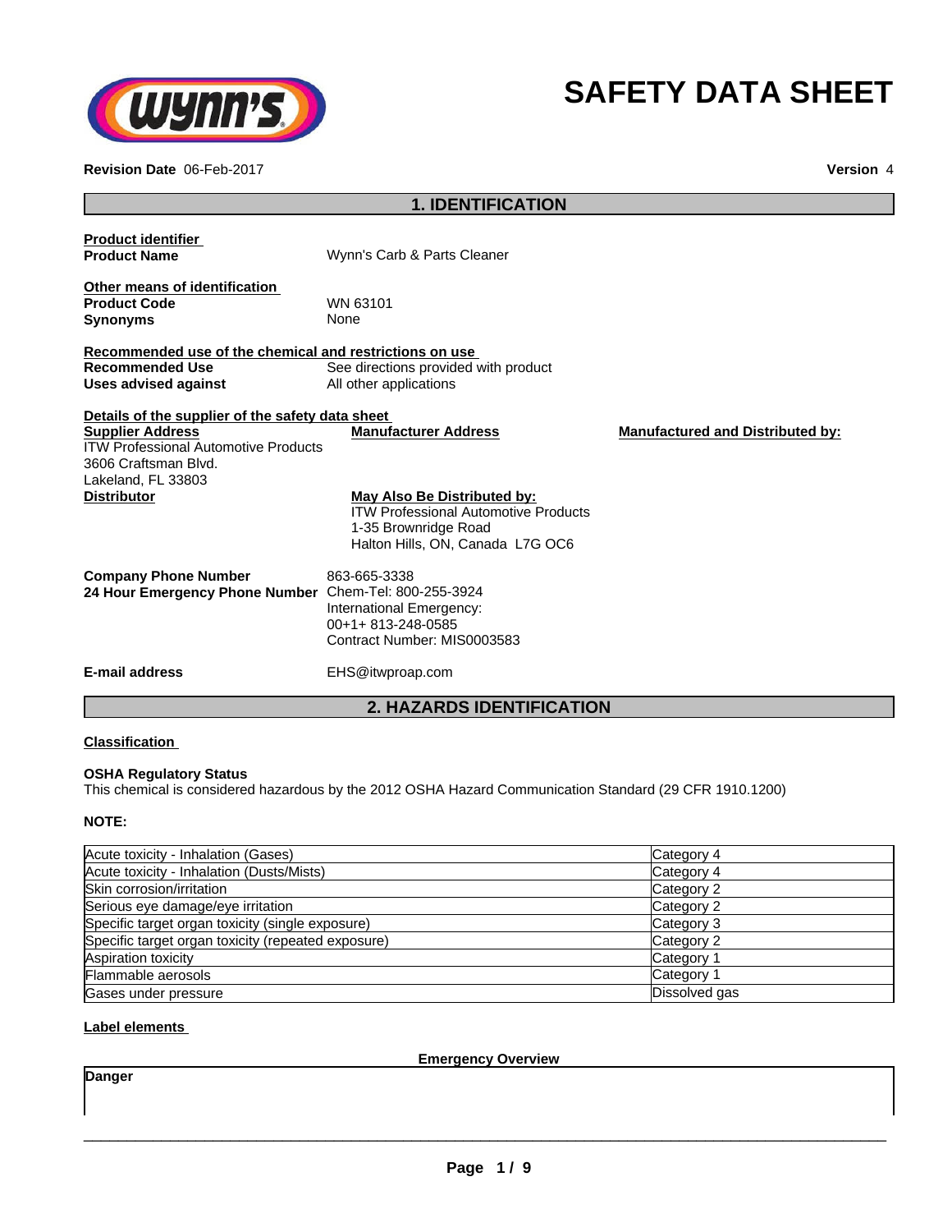# SAFETY DATA SHEET

**Revision Date** 06-Feb-2017 **Version** 4

## 1. IDENTIFICATION

**Product identifier**

**Product Name** Wynn's Carb & Parts Cleaner

**Other means of identification**

**Product Code** WN 63101

**Synonyms** None

**Recommended use of the chemical and restrictions on use**

**Recommended Use** See directions provided with product

**Uses advised against** All other applications

**Details of the supplier of the safety data sheet**

**Supplier Address**
ITW Professional Automotive Products
3606 Craftsman Blvd.
Lakeland, FL 33803

**Manufacturer Address**

**Manufactured and Distributed by:**

**Distributor**

**May Also Be Distributed by:**
ITW Professional Automotive Products
1-35 Brownridge Road
Halton Hills, ON, Canada L7G OC6

**Company Phone Number** 863-665-3338

**24 Hour Emergency Phone Number** Chem-Tel: 800-255-3924
International Emergency:
00+1+ 813-248-0585
Contract Number: MIS0003583

**E-mail address** EHS@itwproap.com

## 2. HAZARDS IDENTIFICATION

**Classification**

**OSHA Regulatory Status**
This chemical is considered hazardous by the 2012 OSHA Hazard Communication Standard (29 CFR 1910.1200)

**NOTE:**

| Hazard | Category |
|---|---|
| Acute toxicity - Inhalation (Gases) | Category 4 |
| Acute toxicity - Inhalation (Dusts/Mists) | Category 4 |
| Skin corrosion/irritation | Category 2 |
| Serious eye damage/eye irritation | Category 2 |
| Specific target organ toxicity (single exposure) | Category 3 |
| Specific target organ toxicity (repeated exposure) | Category 2 |
| Aspiration toxicity | Category 1 |
| Flammable aerosols | Category 1 |
| Gases under pressure | Dissolved gas |

**Label elements**

**Emergency Overview**

**Danger**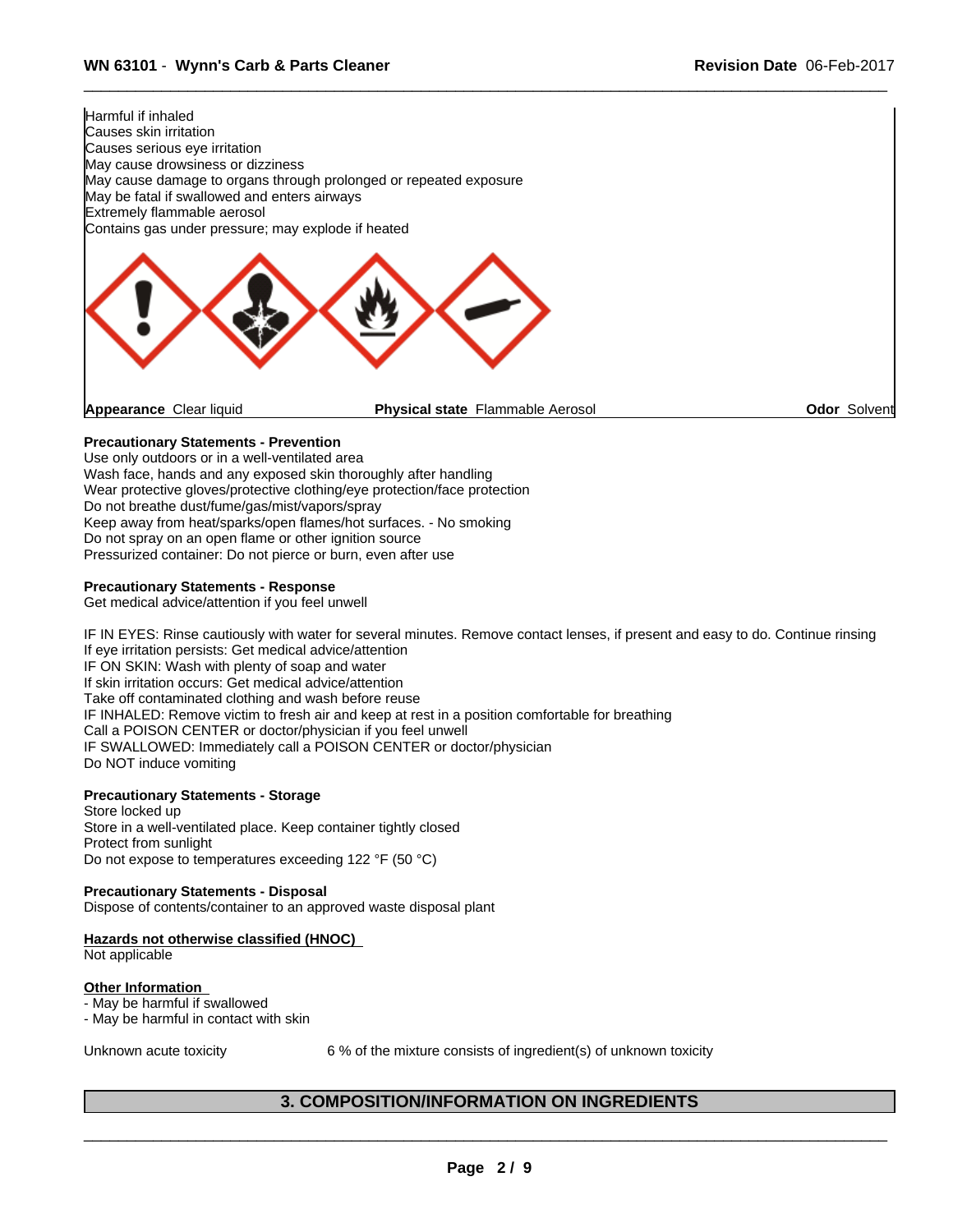Harmful if inhaled
Causes skin irritation
Causes serious eye irritation
May cause drowsiness or dizziness
May cause damage to organs through prolonged or repeated exposure
May be fatal if swallowed and enters airways
Extremely flammable aerosol
Contains gas under pressure; may explode if heated

| **Appearance** Clear liquid | **Physical state** Flammable Aerosol | **Odor** Solvent |
|---|---|---|

**Precautionary Statements - Prevention**
Use only outdoors or in a well-ventilated area
Wash face, hands and any exposed skin thoroughly after handling
Wear protective gloves/protective clothing/eye protection/face protection
Do not breathe dust/fume/gas/mist/vapors/spray
Keep away from heat/sparks/open flames/hot surfaces. - No smoking
Do not spray on an open flame or other ignition source
Pressurized container: Do not pierce or burn, even after use

**Precautionary Statements - Response**
Get medical advice/attention if you feel unwell

IF IN EYES: Rinse cautiously with water for several minutes. Remove contact lenses, if present and easy to do. Continue rinsing
If eye irritation persists: Get medical advice/attention
IF ON SKIN: Wash with plenty of soap and water
If skin irritation occurs: Get medical advice/attention
Take off contaminated clothing and wash before reuse
IF INHALED: Remove victim to fresh air and keep at rest in a position comfortable for breathing
Call a POISON CENTER or doctor/physician if you feel unwell
IF SWALLOWED: Immediately call a POISON CENTER or doctor/physician
Do NOT induce vomiting

**Precautionary Statements - Storage**
Store locked up
Store in a well-ventilated place. Keep container tightly closed
Protect from sunlight
Do not expose to temperatures exceeding 122 °F (50 °C)

**Precautionary Statements - Disposal**
Dispose of contents/container to an approved waste disposal plant

**Hazards not otherwise classified (HNOC)**
Not applicable

**Other Information**
- May be harmful if swallowed
- May be harmful in contact with skin

Unknown acute toxicity 6 % of the mixture consists of ingredient(s) of unknown toxicity

## 3. COMPOSITION/INFORMATION ON INGREDIENTS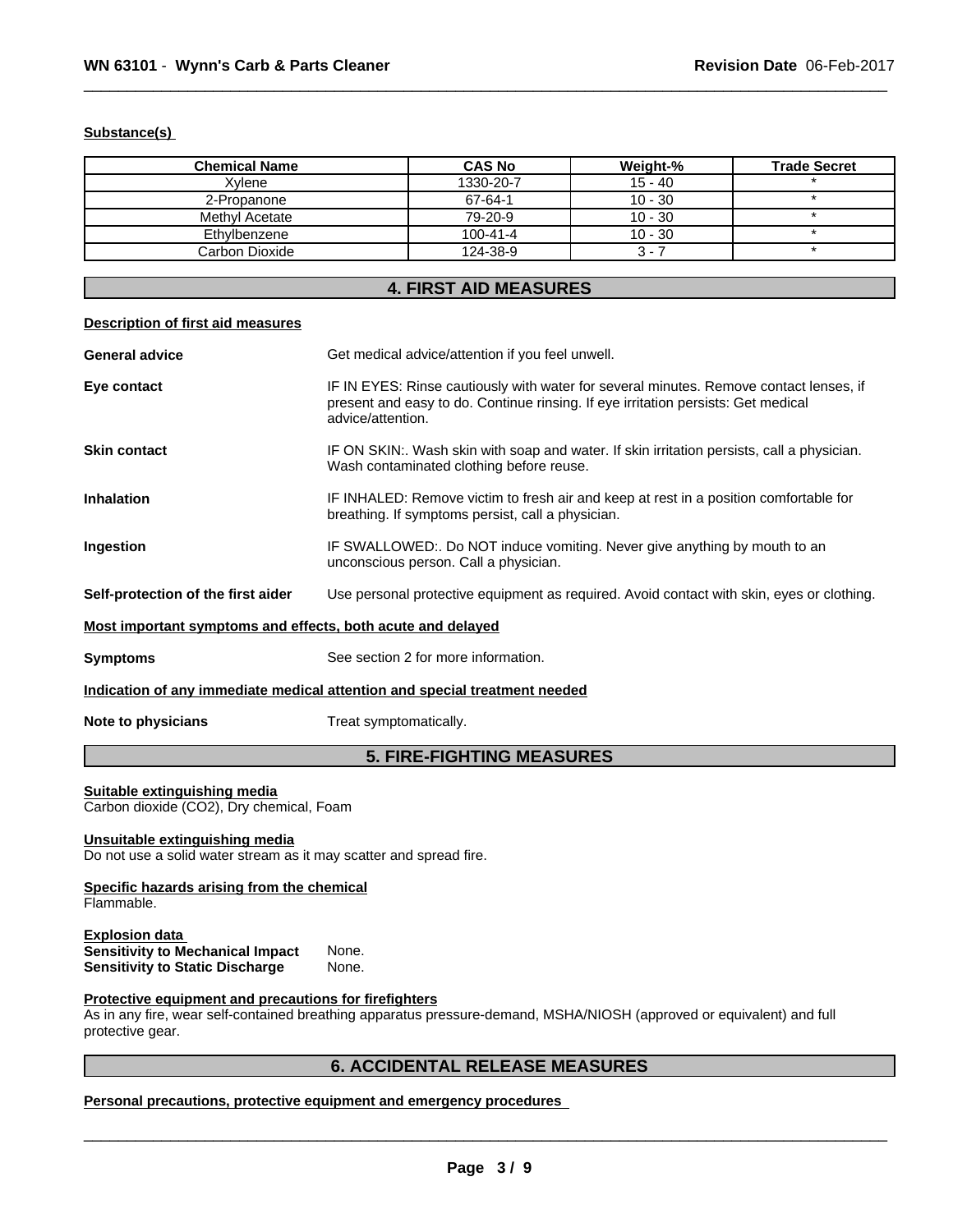**Substance(s)**

| Chemical Name | CAS No | Weight-% | Trade Secret |
|---|---|---|---|
| Xylene | 1330-20-7 | 15 - 40 | * |
| 2-Propanone | 67-64-1 | 10 - 30 | * |
| Methyl Acetate | 79-20-9 | 10 - 30 | * |
| Ethylbenzene | 100-41-4 | 10 - 30 | * |
| Carbon Dioxide | 124-38-9 | 3 - 7 | * |

## 4. FIRST AID MEASURES

**Description of first aid measures**

**General advice** Get medical advice/attention if you feel unwell.

**Eye contact** IF IN EYES: Rinse cautiously with water for several minutes. Remove contact lenses, if present and easy to do. Continue rinsing. If eye irritation persists: Get medical advice/attention.

**Skin contact** IF ON SKIN:. Wash skin with soap and water. If skin irritation persists, call a physician. Wash contaminated clothing before reuse.

**Inhalation** IF INHALED: Remove victim to fresh air and keep at rest in a position comfortable for breathing. If symptoms persist, call a physician.

**Ingestion** IF SWALLOWED:. Do NOT induce vomiting. Never give anything by mouth to an unconscious person. Call a physician.

**Self-protection of the first aider** Use personal protective equipment as required. Avoid contact with skin, eyes or clothing.

**Most important symptoms and effects, both acute and delayed**

**Symptoms** See section 2 for more information.

**Indication of any immediate medical attention and special treatment needed**

**Note to physicians** Treat symptomatically.

## 5. FIRE-FIGHTING MEASURES

**Suitable extinguishing media**
Carbon dioxide ($CO_2$), Dry chemical, Foam

**Unsuitable extinguishing media**
Do not use a solid water stream as it may scatter and spread fire.

**Specific hazards arising from the chemical**
Flammable.

**Explosion data**
**Sensitivity to Mechanical Impact** None.
**Sensitivity to Static Discharge** None.

**Protective equipment and precautions for firefighters**
As in any fire, wear self-contained breathing apparatus pressure-demand, MSHA/NIOSH (approved or equivalent) and full protective gear.

## 6. ACCIDENTAL RELEASE MEASURES

**Personal precautions, protective equipment and emergency procedures**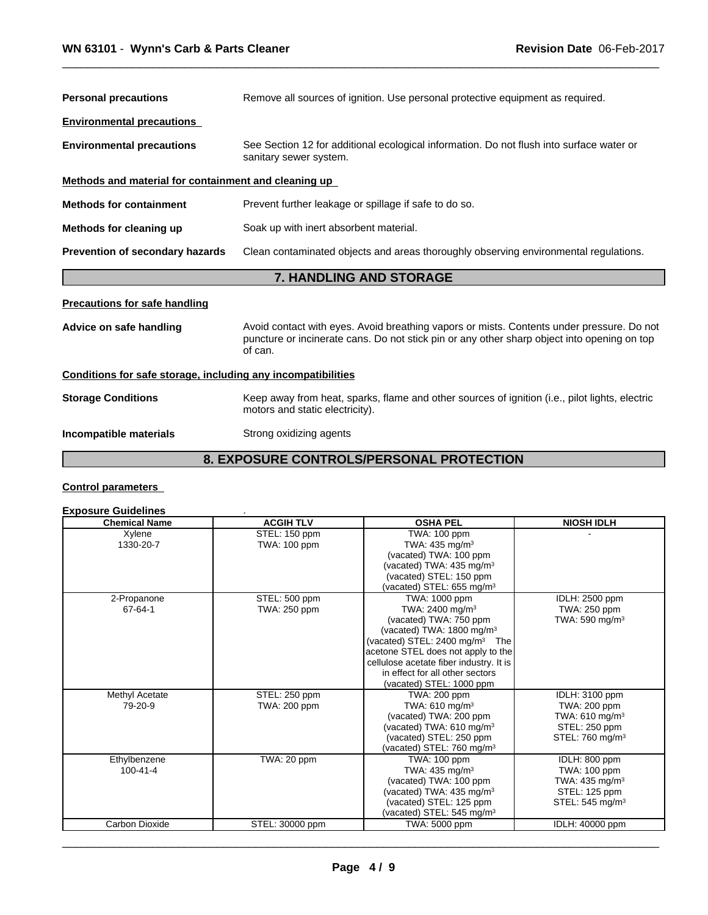**Personal precautions** Remove all sources of ignition. Use personal protective equipment as required.

**Environmental precautions**

**Environmental precautions** See Section 12 for additional ecological information. Do not flush into surface water or sanitary sewer system.

**Methods and material for containment and cleaning up**

**Methods for containment** Prevent further leakage or spillage if safe to do so.

**Methods for cleaning up** Soak up with inert absorbent material.

**Prevention of secondary hazards** Clean contaminated objects and areas thoroughly observing environmental regulations.

## 7. HANDLING AND STORAGE

**Precautions for safe handling**

**Advice on safe handling** Avoid contact with eyes. Avoid breathing vapors or mists. Contents under pressure. Do not puncture or incinerate cans. Do not stick pin or any other sharp object into opening on top of can.

**Conditions for safe storage, including any incompatibilities**

**Storage Conditions** Keep away from heat, sparks, flame and other sources of ignition (i.e., pilot lights, electric motors and static electricity).

**Incompatible materials** Strong oxidizing agents

## 8. EXPOSURE CONTROLS/PERSONAL PROTECTION

**Control parameters**

**Exposure Guidelines** .

| Chemical Name | ACGIH TLV | OSHA PEL | NIOSH IDLH |
|---|---|---|---|
| Xylene<br>1330-20-7 | STEL: 150 ppm<br>TWA: 100 ppm | TWA: 100 ppm<br>TWA: 435 mg/m³<br>(vacated) TWA: 100 ppm<br>(vacated) TWA: 435 mg/m³<br>(vacated) STEL: 150 ppm<br>(vacated) STEL: 655 mg/m³ | - |
| 2-Propanone<br>67-64-1 | STEL: 500 ppm<br>TWA: 250 ppm | TWA: 1000 ppm<br>TWA: 2400 mg/m³<br>(vacated) TWA: 750 ppm<br>(vacated) TWA: 1800 mg/m³<br>(vacated) STEL: 2400 mg/m³ The acetone STEL does not apply to the cellulose acetate fiber industry. It is in effect for all other sectors<br>(vacated) STEL: 1000 ppm | IDLH: 2500 ppm<br>TWA: 250 ppm<br>TWA: 590 mg/m³ |
| Methyl Acetate<br>79-20-9 | STEL: 250 ppm<br>TWA: 200 ppm | TWA: 200 ppm<br>TWA: 610 mg/m³<br>(vacated) TWA: 200 ppm<br>(vacated) TWA: 610 mg/m³<br>(vacated) STEL: 250 ppm<br>(vacated) STEL: 760 mg/m³ | IDLH: 3100 ppm<br>TWA: 200 ppm<br>TWA: 610 mg/m³<br>STEL: 250 ppm<br>STEL: 760 mg/m³ |
| Ethylbenzene<br>100-41-4 | TWA: 20 ppm | TWA: 100 ppm<br>TWA: 435 mg/m³<br>(vacated) TWA: 100 ppm<br>(vacated) TWA: 435 mg/m³<br>(vacated) STEL: 125 ppm<br>(vacated) STEL: 545 mg/m³ | IDLH: 800 ppm<br>TWA: 100 ppm<br>TWA: 435 mg/m³<br>STEL: 125 ppm<br>STEL: 545 mg/m³ |
| Carbon Dioxide | STEL: 30000 ppm | TWA: 5000 ppm | IDLH: 40000 ppm |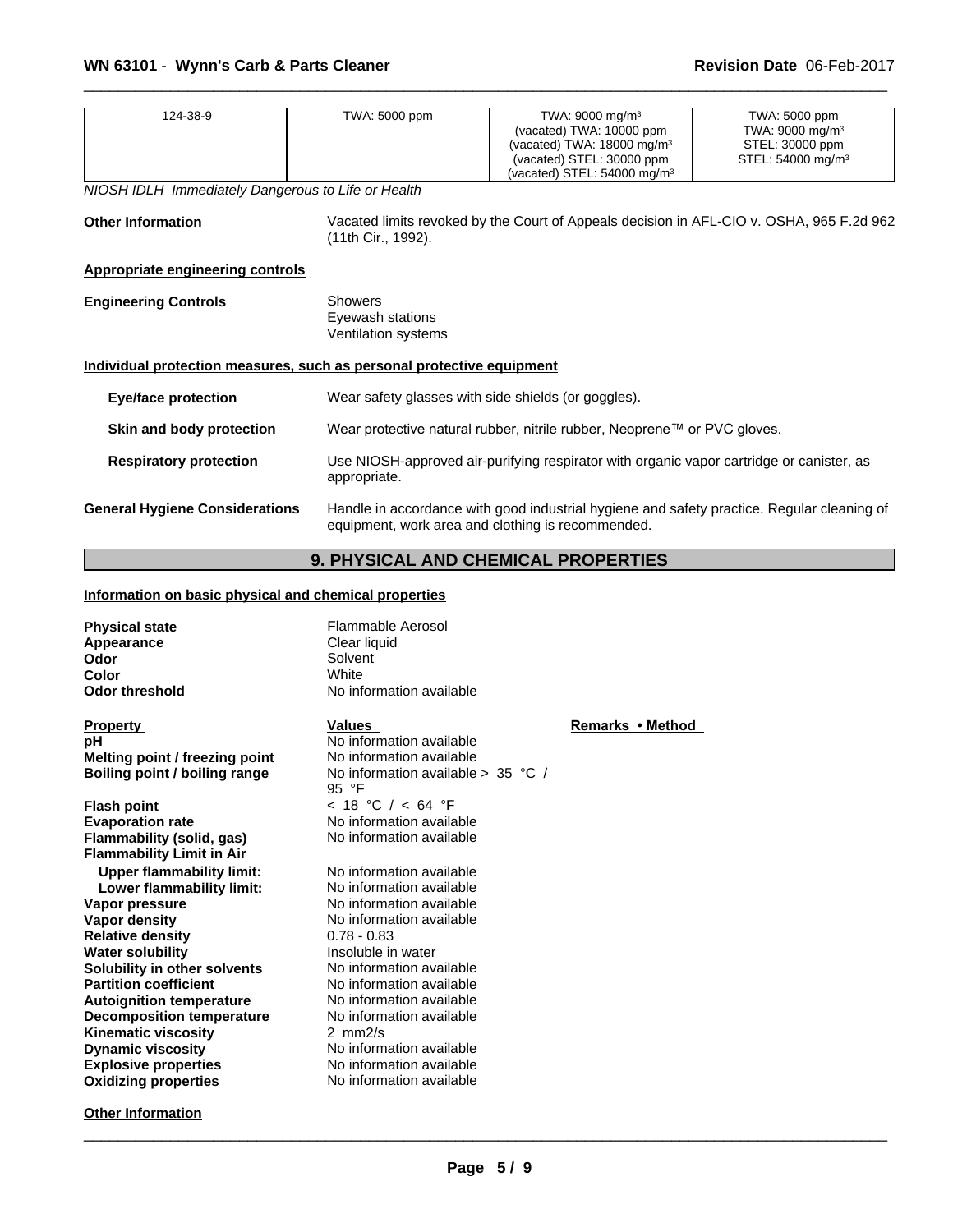| 124-38-9 | TWA: 5000 ppm | TWA: 9000 mg/m³<br>(vacated) TWA: 10000 ppm<br>(vacated) TWA: 18000 mg/m³<br>(vacated) STEL: 30000 ppm<br>(vacated) STEL: 54000 mg/m³ | TWA: 5000 ppm<br>TWA: 9000 mg/m³<br>STEL: 30000 ppm<br>STEL: 54000 mg/m³ |
|---|---|---|---|

*NIOSH IDLH Immediately Dangerous to Life or Health*

**Other Information** Vacated limits revoked by the Court of Appeals decision in AFL-CIO v. OSHA, 965 F.2d 962 (11th Cir., 1992).

**Appropriate engineering controls**

**Engineering Controls**
Showers
Eyewash stations
Ventilation systems

**Individual protection measures, such as personal protective equipment**

**Eye/face protection** Wear safety glasses with side shields (or goggles).

**Skin and body protection** Wear protective natural rubber, nitrile rubber, Neoprene™ or PVC gloves.

**Respiratory protection** Use NIOSH-approved air-purifying respirator with organic vapor cartridge or canister, as appropriate.

**General Hygiene Considerations** Handle in accordance with good industrial hygiene and safety practice. Regular cleaning of equipment, work area and clothing is recommended.

## 9. PHYSICAL AND CHEMICAL PROPERTIES

**Information on basic physical and chemical properties**

| | |
|---|---|
| **Physical state** | Flammable Aerosol |
| **Appearance** | Clear liquid |
| **Odor** | Solvent |
| **Color** | White |
| **Odor threshold** | No information available |

| **Property** | **Values** | **Remarks • Method** |
|---|---|---|
| **pH** | No information available | |
| **Melting point / freezing point** | No information available | |
| **Boiling point / boiling range** | No information available > 35 °C / 95 °F | |
| **Flash point** | < 18 °C / < 64 °F | |
| **Evaporation rate** | No information available | |
| **Flammability (solid, gas)** | No information available | |
| **Flammability Limit in Air** | | |
| **Upper flammability limit:** | No information available | |
| **Lower flammability limit:** | No information available | |
| **Vapor pressure** | No information available | |
| **Vapor density** | No information available | |
| **Relative density** | 0.78 - 0.83 | |
| **Water solubility** | Insoluble in water | |
| **Solubility in other solvents** | No information available | |
| **Partition coefficient** | No information available | |
| **Autoignition temperature** | No information available | |
| **Decomposition temperature** | No information available | |
| **Kinematic viscosity** | 2 mm2/s | |
| **Dynamic viscosity** | No information available | |
| **Explosive properties** | No information available | |
| **Oxidizing properties** | No information available | |

**Other Information**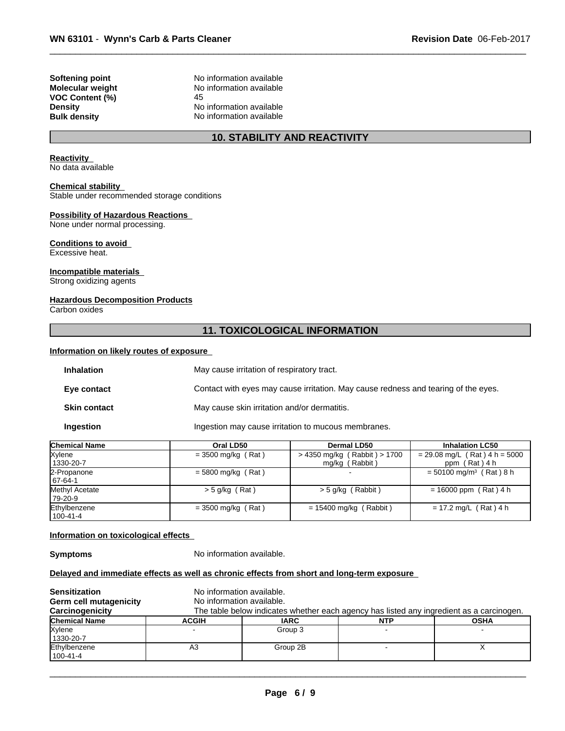| | |
|---|---|
| **Softening point** | No information available |
| **Molecular weight** | No information available |
| **VOC Content (%)** | 45 |
| **Density** | No information available |
| **Bulk density** | No information available |

## 10. STABILITY AND REACTIVITY

**Reactivity**
No data available

**Chemical stability**
Stable under recommended storage conditions

**Possibility of Hazardous Reactions**
None under normal processing.

**Conditions to avoid**
Excessive heat.

**Incompatible materials**
Strong oxidizing agents

**Hazardous Decomposition Products**
Carbon oxides

## 11. TOXICOLOGICAL INFORMATION

**Information on likely routes of exposure**

| | |
|---|---|
| **Inhalation** | May cause irritation of respiratory tract. |
| **Eye contact** | Contact with eyes may cause irritation. May cause redness and tearing of the eyes. |
| **Skin contact** | May cause skin irritation and/or dermatitis. |
| **Ingestion** | Ingestion may cause irritation to mucous membranes. |

| Chemical Name | Oral LD50 | Dermal LD50 | Inhalation LC50 |
|---|---|---|---|
| Xylene 1330-20-7 | = 3500 mg/kg ( Rat ) | > 4350 mg/kg ( Rabbit ) > 1700 mg/kg ( Rabbit ) | = 29.08 mg/L ( Rat ) 4 h = 5000 ppm ( Rat ) 4 h |
| 2-Propanone 67-64-1 | = 5800 mg/kg ( Rat ) | - | = 50100 mg/m³ ( Rat ) 8 h |
| Methyl Acetate 79-20-9 | > 5 g/kg ( Rat ) | > 5 g/kg ( Rabbit ) | = 16000 ppm ( Rat ) 4 h |
| Ethylbenzene 100-41-4 | = 3500 mg/kg ( Rat ) | = 15400 mg/kg ( Rabbit ) | = 17.2 mg/L ( Rat ) 4 h |

**Information on toxicological effects**

**Symptoms** No information available.

**Delayed and immediate effects as well as chronic effects from short and long-term exposure**

| | |
|---|---|
| **Sensitization** | No information available. |
| **Germ cell mutagenicity** | No information available. |
| **Carcinogenicity** | The table below indicates whether each agency has listed any ingredient as a carcinogen. |

| Chemical Name | ACGIH | IARC | NTP | OSHA |
|---|---|---|---|---|
| Xylene 1330-20-7 | - | Group 3 | - | - |
| Ethylbenzene 100-41-4 | A3 | Group 2B | - | X |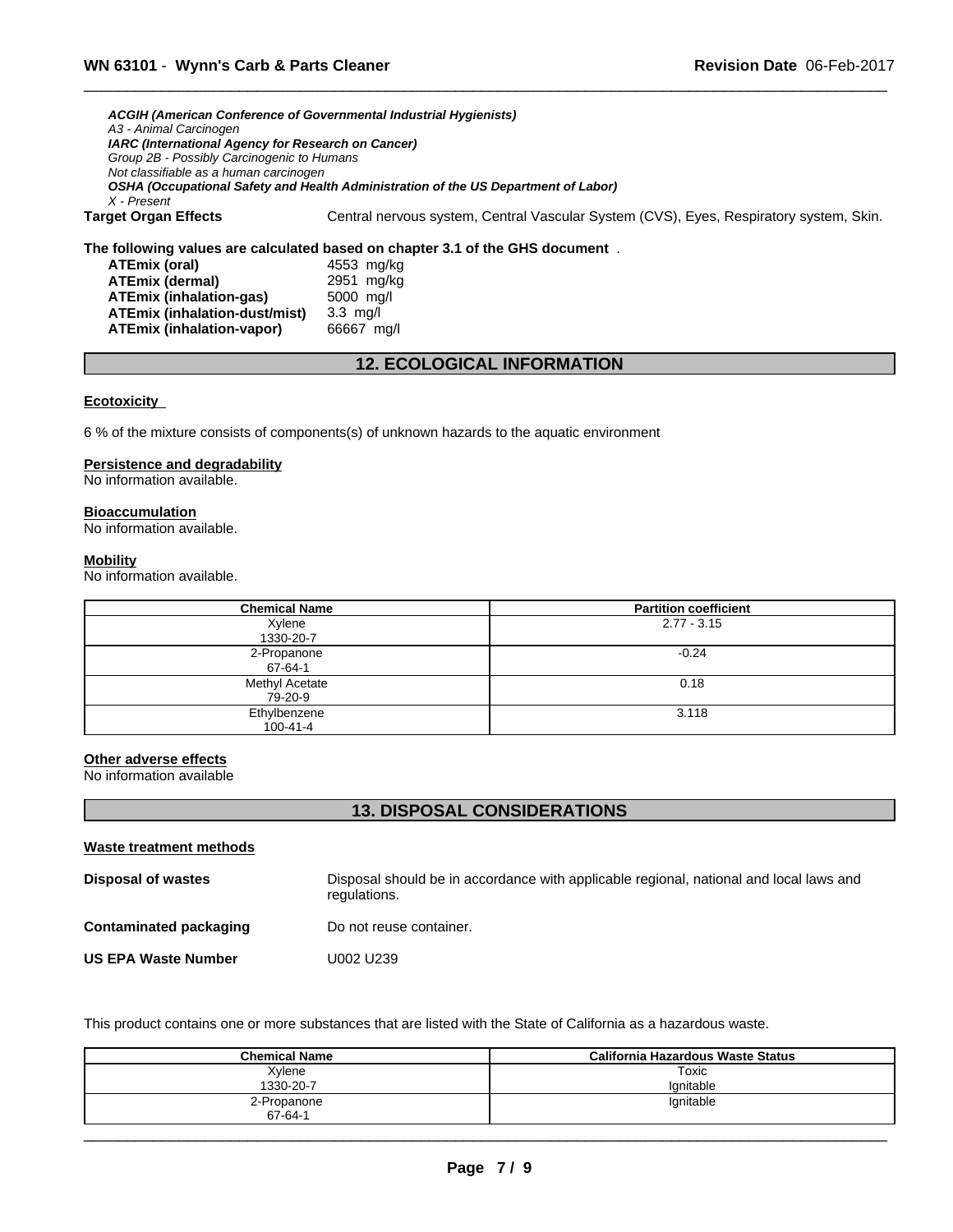***ACGIH (American Conference of Governmental Industrial Hygienists)***
*A3 - Animal Carcinogen*
***IARC (International Agency for Research on Cancer)***
*Group 2B - Possibly Carcinogenic to Humans*
*Not classifiable as a human carcinogen*
***OSHA (Occupational Safety and Health Administration of the US Department of Labor)***
*X - Present*

**Target Organ Effects** Central nervous system, Central Vascular System (CVS), Eyes, Respiratory system, Skin.

**The following values are calculated based on chapter 3.1 of the GHS document** .

| | |
|---|---|
| **ATEmix (oral)** | 4553 mg/kg |
| **ATEmix (dermal)** | 2951 mg/kg |
| **ATEmix (inhalation-gas)** | 5000 mg/l |
| **ATEmix (inhalation-dust/mist)** | 3.3 mg/l |
| **ATEmix (inhalation-vapor)** | 66667 mg/l |

## 12. ECOLOGICAL INFORMATION

**Ecotoxicity**

6 % of the mixture consists of components(s) of unknown hazards to the aquatic environment

**Persistence and degradability**
No information available.

**Bioaccumulation**
No information available.

**Mobility**
No information available.

| Chemical Name | Partition coefficient |
|---|---|
| Xylene<br>1330-20-7 | 2.77 - 3.15 |
| 2-Propanone<br>67-64-1 | -0.24 |
| Methyl Acetate<br>79-20-9 | 0.18 |
| Ethylbenzene<br>100-41-4 | 3.118 |

**Other adverse effects**
No information available

## 13. DISPOSAL CONSIDERATIONS

**Waste treatment methods**

**Disposal of wastes** Disposal should be in accordance with applicable regional, national and local laws and regulations.

**Contaminated packaging** Do not reuse container.

**US EPA Waste Number** U002 U239

This product contains one or more substances that are listed with the State of California as a hazardous waste.

| Chemical Name | California Hazardous Waste Status |
|---|---|
| Xylene<br>1330-20-7 | Toxic<br>Ignitable |
| 2-Propanone<br>67-64-1 | Ignitable |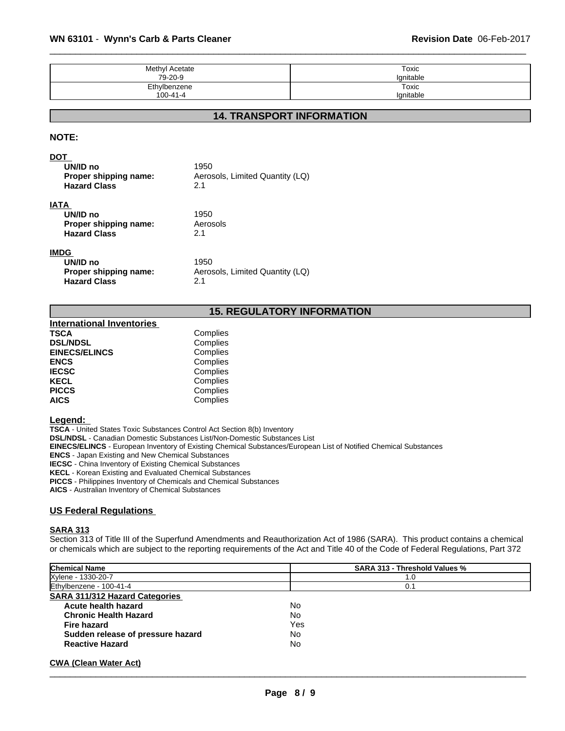| | |
|---|---|
| Methyl Acetate<br>79-20-9 | Toxic<br>Ignitable |
| Ethylbenzene<br>100-41-4 | Toxic<br>Ignitable |

## 14. TRANSPORT INFORMATION

**NOTE:**

**DOT**

| | |
|---|---|
| **UN/ID no** | 1950 |
| **Proper shipping name:** | Aerosols, Limited Quantity (LQ) |
| **Hazard Class** | 2.1 |

**IATA**

| | |
|---|---|
| **UN/ID no** | 1950 |
| **Proper shipping name:** | Aerosols |
| **Hazard Class** | 2.1 |

**IMDG**

| | |
|---|---|
| **UN/ID no** | 1950 |
| **Proper shipping name:** | Aerosols, Limited Quantity (LQ) |
| **Hazard Class** | 2.1 |

## 15. REGULATORY INFORMATION

**International Inventories**

| | |
|---|---|
| **TSCA** | Complies |
| **DSL/NDSL** | Complies |
| **EINECS/ELINCS** | Complies |
| **ENCS** | Complies |
| **IECSC** | Complies |
| **KECL** | Complies |
| **PICCS** | Complies |
| **AICS** | Complies |

**Legend:**

**TSCA** - United States Toxic Substances Control Act Section 8(b) Inventory
**DSL/NDSL** - Canadian Domestic Substances List/Non-Domestic Substances List
**EINECS/ELINCS** - European Inventory of Existing Chemical Substances/European List of Notified Chemical Substances
**ENCS** - Japan Existing and New Chemical Substances
**IECSC** - China Inventory of Existing Chemical Substances
**KECL** - Korean Existing and Evaluated Chemical Substances
**PICCS** - Philippines Inventory of Chemicals and Chemical Substances
**AICS** - Australian Inventory of Chemical Substances

### US Federal Regulations

**SARA 313**

Section 313 of Title III of the Superfund Amendments and Reauthorization Act of 1986 (SARA). This product contains a chemical or chemicals which are subject to the reporting requirements of the Act and Title 40 of the Code of Federal Regulations, Part 372

| Chemical Name | SARA 313 - Threshold Values % |
|---|---|
| Xylene - 1330-20-7 | 1.0 |
| Ethylbenzene - 100-41-4 | 0.1 |

**SARA 311/312 Hazard Categories**

| | |
|---|---|
| **Acute health hazard** | No |
| **Chronic Health Hazard** | No |
| **Fire hazard** | Yes |
| **Sudden release of pressure hazard** | No |
| **Reactive Hazard** | No |

**CWA (Clean Water Act)**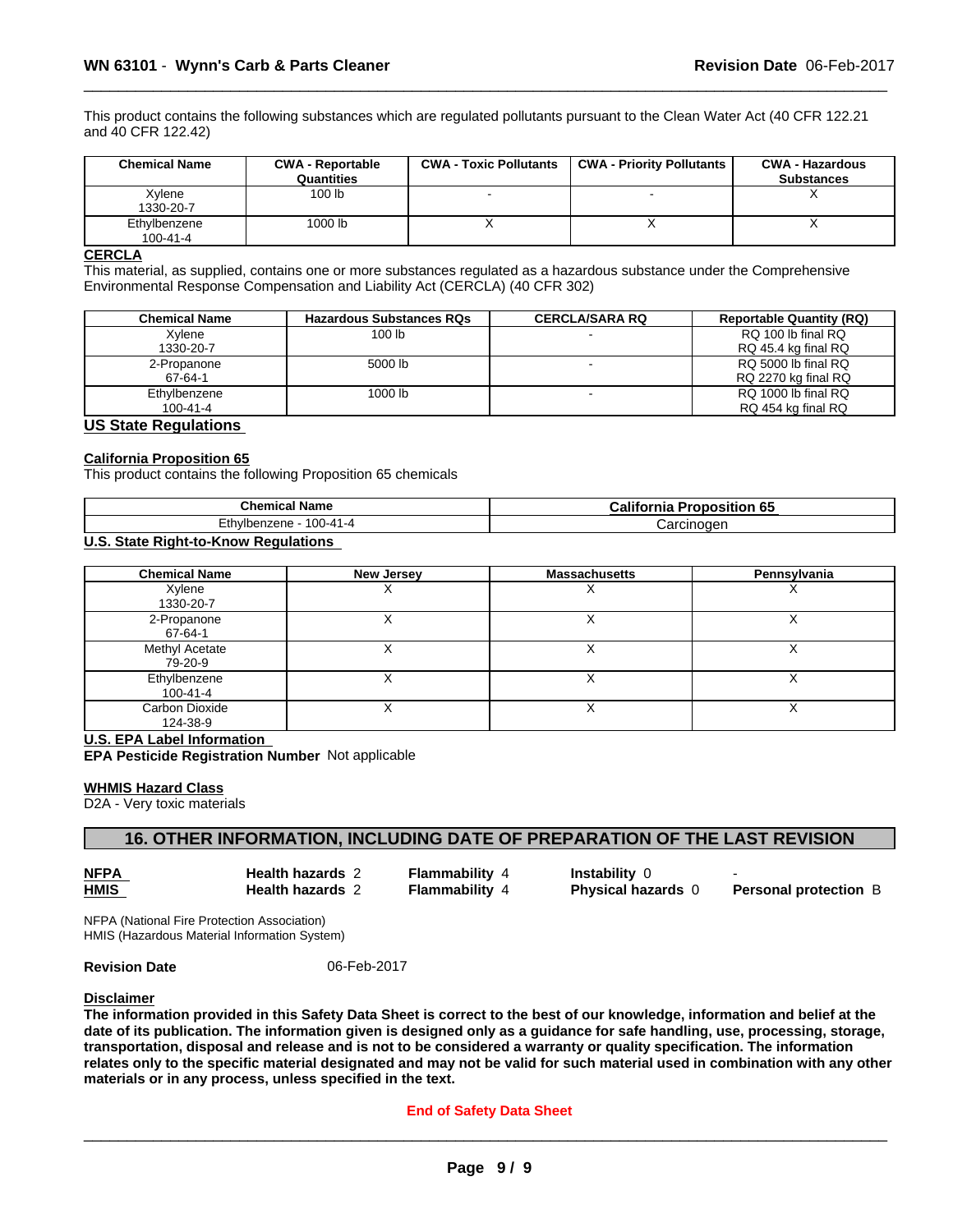This product contains the following substances which are regulated pollutants pursuant to the Clean Water Act (40 CFR 122.21 and 40 CFR 122.42)

| Chemical Name | CWA - Reportable Quantities | CWA - Toxic Pollutants | CWA - Priority Pollutants | CWA - Hazardous Substances |
|---|---|---|---|---|
| Xylene 1330-20-7 | 100 lb | - | - | X |
| Ethylbenzene 100-41-4 | 1000 lb | X | X | X |

**CERCLA**

This material, as supplied, contains one or more substances regulated as a hazardous substance under the Comprehensive Environmental Response Compensation and Liability Act (CERCLA) (40 CFR 302)

| Chemical Name | Hazardous Substances RQs | CERCLA/SARA RQ | Reportable Quantity (RQ) |
|---|---|---|---|
| Xylene 1330-20-7 | 100 lb | - | RQ 100 lb final RQ RQ 45.4 kg final RQ |
| 2-Propanone 67-64-1 | 5000 lb | - | RQ 5000 lb final RQ RQ 2270 kg final RQ |
| Ethylbenzene 100-41-4 | 1000 lb | - | RQ 1000 lb final RQ RQ 454 kg final RQ |

**US State Regulations**

**California Proposition 65**

This product contains the following Proposition 65 chemicals

| Chemical Name | California Proposition 65 |
|---|---|
| Ethylbenzene - 100-41-4 | Carcinogen |

**U.S. State Right-to-Know Regulations**

| Chemical Name | New Jersey | Massachusetts | Pennsylvania |
|---|---|---|---|
| Xylene 1330-20-7 | X | X | X |
| 2-Propanone 67-64-1 | X | X | X |
| Methyl Acetate 79-20-9 | X | X | X |
| Ethylbenzene 100-41-4 | X | X | X |
| Carbon Dioxide 124-38-9 | X | X | X |

**U.S. EPA Label Information**

**EPA Pesticide Registration Number** Not applicable

**WHMIS Hazard Class**

D2A - Very toxic materials

## 16. OTHER INFORMATION, INCLUDING DATE OF PREPARATION OF THE LAST REVISION

| | | | | |
|---|---|---|---|---|
| **NFPA** | **Health hazards** 2 | **Flammability** 4 | **Instability** 0 | - |
| **HMIS** | **Health hazards** 2 | **Flammability** 4 | **Physical hazards** 0 | **Personal protection** B |

NFPA (National Fire Protection Association)
HMIS (Hazardous Material Information System)

**Revision Date** 06-Feb-2017

**Disclaimer**

**The information provided in this Safety Data Sheet is correct to the best of our knowledge, information and belief at the date of its publication. The information given is designed only as a guidance for safe handling, use, processing, storage, transportation, disposal and release and is not to be considered a warranty or quality specification. The information relates only to the specific material designated and may not be valid for such material used in combination with any other materials or in any process, unless specified in the text.**

**End of Safety Data Sheet**